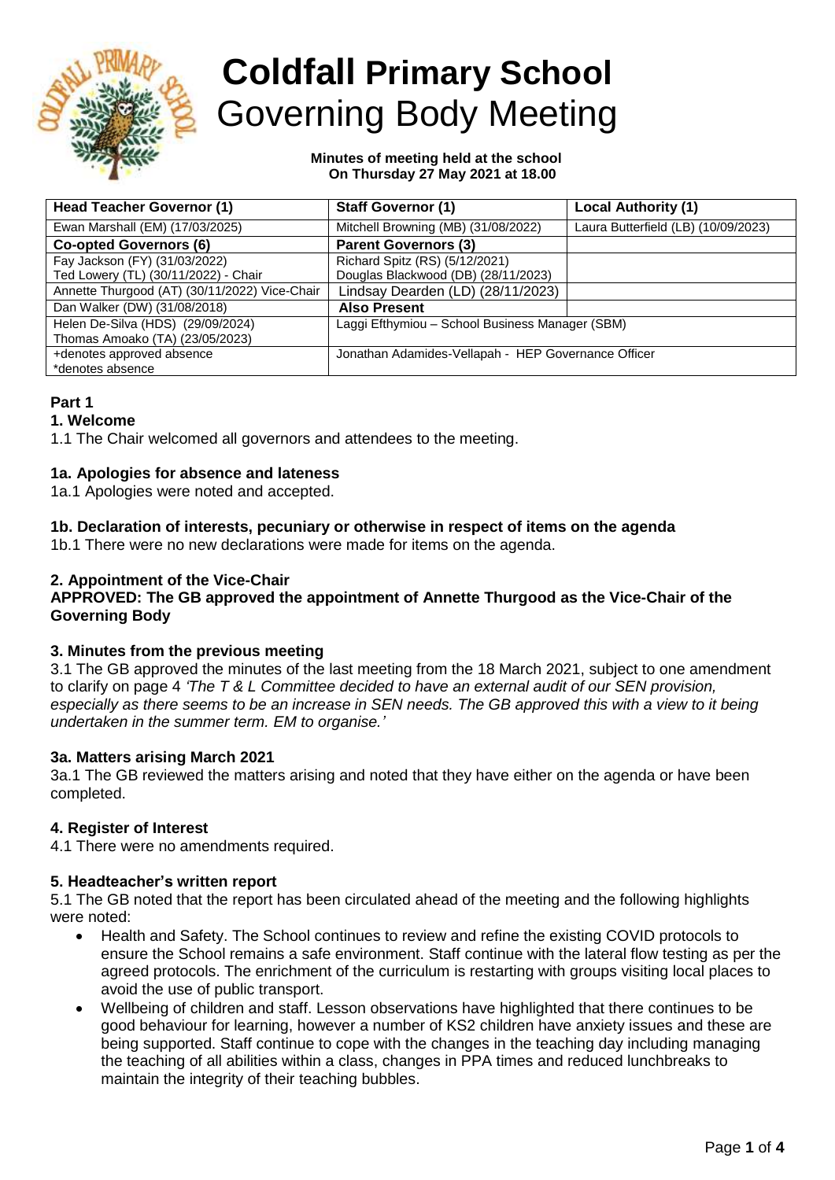# Coldfall Primary School
## Governing Body Meeting

**Minutes of meeting held at the school On Thursday 27 May 2021 at 18.00**

| Head Teacher Governor (1) | Staff Governor (1) | Local Authority (1) |
|---|---|---|
| Ewan Marshall (EM) (17/03/2025) | Mitchell Browning (MB) (31/08/2022) | Laura Butterfield (LB) (10/09/2023) |
| **Co-opted Governors (6)** | **Parent Governors (3)** | |
| Fay Jackson (FY) (31/03/2022)<br>Ted Lowery (TL) (30/11/2022) - Chair | Richard Spitz (RS) (5/12/2021)<br>Douglas Blackwood (DB) (28/11/2023) | |
| Annette Thurgood (AT) (30/11/2022) Vice-Chair | Lindsay Dearden (LD) (28/11/2023) | |
| Dan Walker (DW) (31/08/2018) | **Also Present** | |
| Helen De-Silva (HDS) (29/09/2024)<br>Thomas Amoako (TA) (23/05/2023) | Laggi Efthymiou – School Business Manager (SBM) | |
| +denotes approved absence<br>*denotes absence | Jonathan Adamides-Vellapah - HEP Governance Officer | |

### Part 1

#### 1. Welcome

1.1 The Chair welcomed all governors and attendees to the meeting.

#### 1a. Apologies for absence and lateness

1a.1 Apologies were noted and accepted.

#### 1b. Declaration of interests, pecuniary or otherwise in respect of items on the agenda

1b.1 There were no new declarations were made for items on the agenda.

#### 2. Appointment of the Vice-Chair

**APPROVED: The GB approved the appointment of Annette Thurgood as the Vice-Chair of the Governing Body**

#### 3. Minutes from the previous meeting

3.1 The GB approved the minutes of the last meeting from the 18 March 2021, subject to one amendment to clarify on page 4 *'The T & L Committee decided to have an external audit of our SEN provision, especially as there seems to be an increase in SEN needs. The GB approved this with a view to it being undertaken in the summer term. EM to organise.'*

#### 3a. Matters arising March 2021

3a.1 The GB reviewed the matters arising and noted that they have either on the agenda or have been completed.

#### 4. Register of Interest

4.1 There were no amendments required.

#### 5. Headteacher's written report

5.1 The GB noted that the report has been circulated ahead of the meeting and the following highlights were noted:

- Health and Safety. The School continues to review and refine the existing COVID protocols to ensure the School remains a safe environment. Staff continue with the lateral flow testing as per the agreed protocols. The enrichment of the curriculum is restarting with groups visiting local places to avoid the use of public transport.
- Wellbeing of children and staff. Lesson observations have highlighted that there continues to be good behaviour for learning, however a number of KS2 children have anxiety issues and these are being supported. Staff continue to cope with the changes in the teaching day including managing the teaching of all abilities within a class, changes in PPA times and reduced lunchbreaks to maintain the integrity of their teaching bubbles.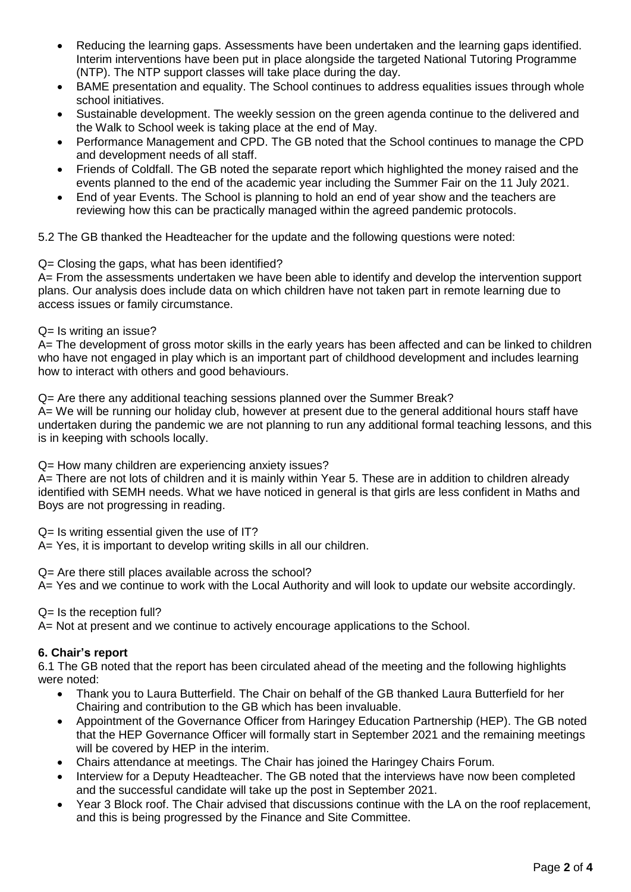- Reducing the learning gaps. Assessments have been undertaken and the learning gaps identified. Interim interventions have been put in place alongside the targeted National Tutoring Programme (NTP). The NTP support classes will take place during the day.
- BAME presentation and equality. The School continues to address equalities issues through whole school initiatives.
- Sustainable development. The weekly session on the green agenda continue to the delivered and the Walk to School week is taking place at the end of May.
- Performance Management and CPD. The GB noted that the School continues to manage the CPD and development needs of all staff.
- Friends of Coldfall. The GB noted the separate report which highlighted the money raised and the events planned to the end of the academic year including the Summer Fair on the 11 July 2021.
- End of year Events. The School is planning to hold an end of year show and the teachers are reviewing how this can be practically managed within the agreed pandemic protocols.

5.2 The GB thanked the Headteacher for the update and the following questions were noted:

Q= Closing the gaps, what has been identified?
A= From the assessments undertaken we have been able to identify and develop the intervention support plans. Our analysis does include data on which children have not taken part in remote learning due to access issues or family circumstance.

Q= Is writing an issue?
A= The development of gross motor skills in the early years has been affected and can be linked to children who have not engaged in play which is an important part of childhood development and includes learning how to interact with others and good behaviours.

Q= Are there any additional teaching sessions planned over the Summer Break?
A= We will be running our holiday club, however at present due to the general additional hours staff have undertaken during the pandemic we are not planning to run any additional formal teaching lessons, and this is in keeping with schools locally.

Q= How many children are experiencing anxiety issues?
A= There are not lots of children and it is mainly within Year 5. These are in addition to children already identified with SEMH needs. What we have noticed in general is that girls are less confident in Maths and Boys are not progressing in reading.

Q= Is writing essential given the use of IT?
A= Yes, it is important to develop writing skills in all our children.

Q= Are there still places available across the school?
A= Yes and we continue to work with the Local Authority and will look to update our website accordingly.

Q= Is the reception full?
A= Not at present and we continue to actively encourage applications to the School.

**6. Chair's report**

6.1 The GB noted that the report has been circulated ahead of the meeting and the following highlights were noted:

- Thank you to Laura Butterfield. The Chair on behalf of the GB thanked Laura Butterfield for her Chairing and contribution to the GB which has been invaluable.
- Appointment of the Governance Officer from Haringey Education Partnership (HEP). The GB noted that the HEP Governance Officer will formally start in September 2021 and the remaining meetings will be covered by HEP in the interim.
- Chairs attendance at meetings. The Chair has joined the Haringey Chairs Forum.
- Interview for a Deputy Headteacher. The GB noted that the interviews have now been completed and the successful candidate will take up the post in September 2021.
- Year 3 Block roof. The Chair advised that discussions continue with the LA on the roof replacement, and this is being progressed by the Finance and Site Committee.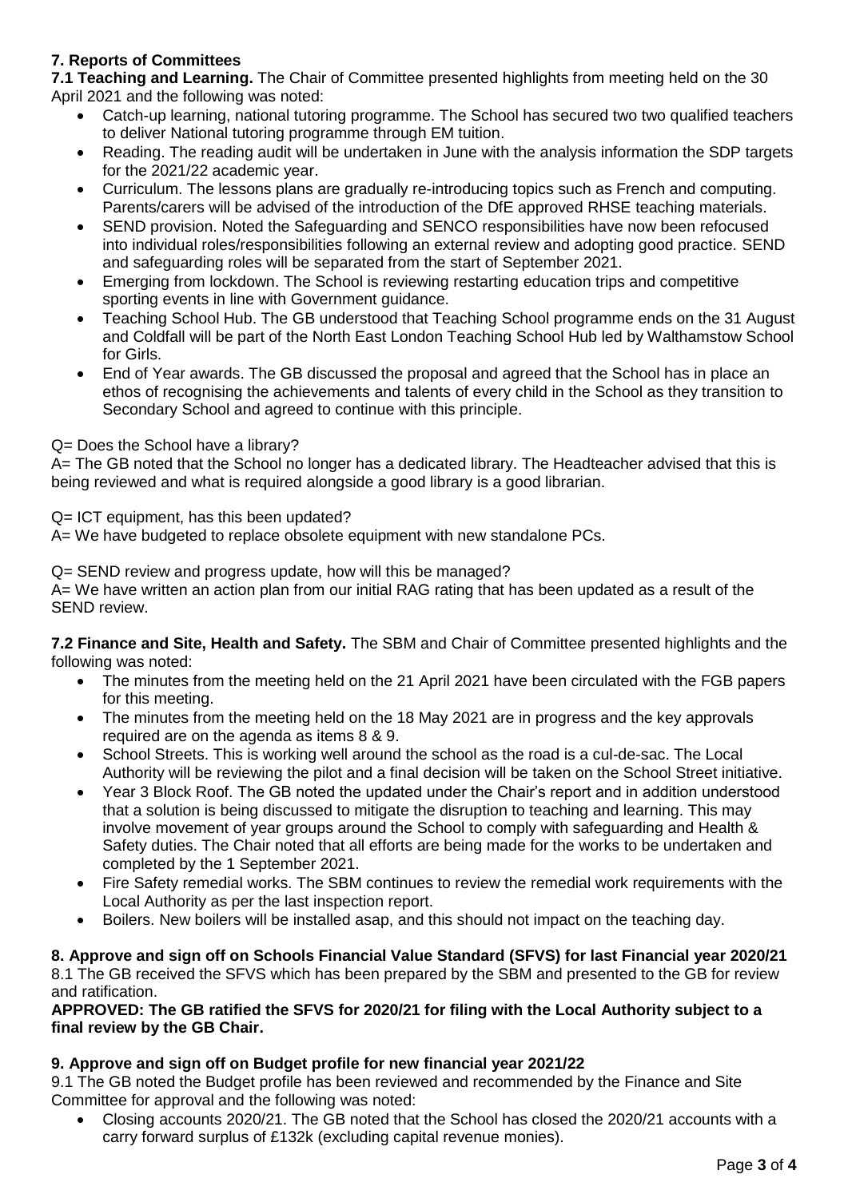## 7. Reports of Committees

**7.1 Teaching and Learning.** The Chair of Committee presented highlights from meeting held on the 30 April 2021 and the following was noted:

- Catch-up learning, national tutoring programme. The School has secured two two qualified teachers to deliver National tutoring programme through EM tuition.
- Reading. The reading audit will be undertaken in June with the analysis information the SDP targets for the 2021/22 academic year.
- Curriculum. The lessons plans are gradually re-introducing topics such as French and computing. Parents/carers will be advised of the introduction of the DfE approved RHSE teaching materials.
- SEND provision. Noted the Safeguarding and SENCO responsibilities have now been refocused into individual roles/responsibilities following an external review and adopting good practice. SEND and safeguarding roles will be separated from the start of September 2021.
- Emerging from lockdown. The School is reviewing restarting education trips and competitive sporting events in line with Government guidance.
- Teaching School Hub. The GB understood that Teaching School programme ends on the 31 August and Coldfall will be part of the North East London Teaching School Hub led by Walthamstow School for Girls.
- End of Year awards. The GB discussed the proposal and agreed that the School has in place an ethos of recognising the achievements and talents of every child in the School as they transition to Secondary School and agreed to continue with this principle.

Q= Does the School have a library?
A= The GB noted that the School no longer has a dedicated library. The Headteacher advised that this is being reviewed and what is required alongside a good library is a good librarian.

Q= ICT equipment, has this been updated?
A= We have budgeted to replace obsolete equipment with new standalone PCs.

Q= SEND review and progress update, how will this be managed?
A= We have written an action plan from our initial RAG rating that has been updated as a result of the SEND review.

**7.2 Finance and Site, Health and Safety.** The SBM and Chair of Committee presented highlights and the following was noted:

- The minutes from the meeting held on the 21 April 2021 have been circulated with the FGB papers for this meeting.
- The minutes from the meeting held on the 18 May 2021 are in progress and the key approvals required are on the agenda as items 8 & 9.
- School Streets. This is working well around the school as the road is a cul-de-sac. The Local Authority will be reviewing the pilot and a final decision will be taken on the School Street initiative.
- Year 3 Block Roof. The GB noted the updated under the Chair's report and in addition understood that a solution is being discussed to mitigate the disruption to teaching and learning. This may involve movement of year groups around the School to comply with safeguarding and Health & Safety duties. The Chair noted that all efforts are being made for the works to be undertaken and completed by the 1 September 2021.
- Fire Safety remedial works. The SBM continues to review the remedial work requirements with the Local Authority as per the last inspection report.
- Boilers. New boilers will be installed asap, and this should not impact on the teaching day.

## 8. Approve and sign off on Schools Financial Value Standard (SFVS) for last Financial year 2020/21

8.1 The GB received the SFVS which has been prepared by the SBM and presented to the GB for review and ratification.

**APPROVED: The GB ratified the SFVS for 2020/21 for filing with the Local Authority subject to a final review by the GB Chair.**

## 9. Approve and sign off on Budget profile for new financial year 2021/22

9.1 The GB noted the Budget profile has been reviewed and recommended by the Finance and Site Committee for approval and the following was noted:

- Closing accounts 2020/21. The GB noted that the School has closed the 2020/21 accounts with a carry forward surplus of £132k (excluding capital revenue monies).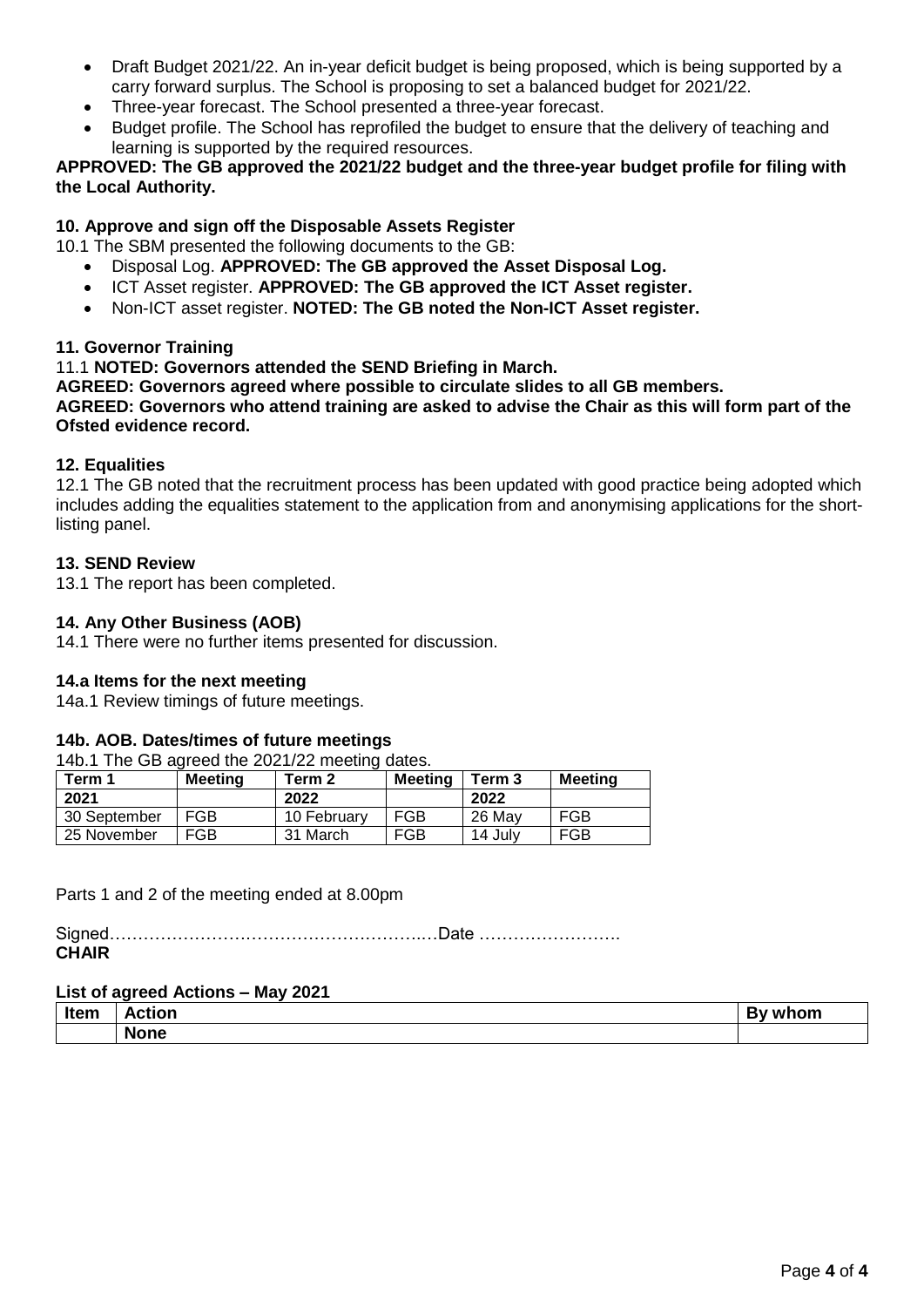- Draft Budget 2021/22. An in-year deficit budget is being proposed, which is being supported by a carry forward surplus. The School is proposing to set a balanced budget for 2021/22.
- Three-year forecast. The School presented a three-year forecast.
- Budget profile. The School has reprofiled the budget to ensure that the delivery of teaching and learning is supported by the required resources.

**APPROVED: The GB approved the 2021/22 budget and the three-year budget profile for filing with the Local Authority.**

**10. Approve and sign off the Disposable Assets Register**

10.1 The SBM presented the following documents to the GB:

- Disposal Log. **APPROVED: The GB approved the Asset Disposal Log.**
- ICT Asset register. **APPROVED: The GB approved the ICT Asset register.**
- Non-ICT asset register. **NOTED: The GB noted the Non-ICT Asset register.**

**11. Governor Training**

11.1 **NOTED: Governors attended the SEND Briefing in March.**

**AGREED: Governors agreed where possible to circulate slides to all GB members.**

**AGREED: Governors who attend training are asked to advise the Chair as this will form part of the Ofsted evidence record.**

**12. Equalities**

12.1 The GB noted that the recruitment process has been updated with good practice being adopted which includes adding the equalities statement to the application from and anonymising applications for the short-listing panel.

**13. SEND Review**

13.1 The report has been completed.

**14. Any Other Business (AOB)**

14.1 There were no further items presented for discussion.

**14.a Items for the next meeting**

14a.1 Review timings of future meetings.

**14b. AOB. Dates/times of future meetings**

14b.1 The GB agreed the 2021/22 meeting dates.

| Term 1 | Meeting | Term 2 | Meeting | Term 3 | Meeting |
|---|---|---|---|---|---|
| **2021** | | **2022** | | **2022** | |
| 30 September | FGB | 10 February | FGB | 26 May | FGB |
| 25 November | FGB | 31 March | FGB | 14 July | FGB |

Parts 1 and 2 of the meeting ended at 8.00pm

Signed…………………………………………………Date …………………….

**CHAIR**

**List of agreed Actions – May 2021**

| Item | Action | By whom |
|---|---|---|
| | **None** | |